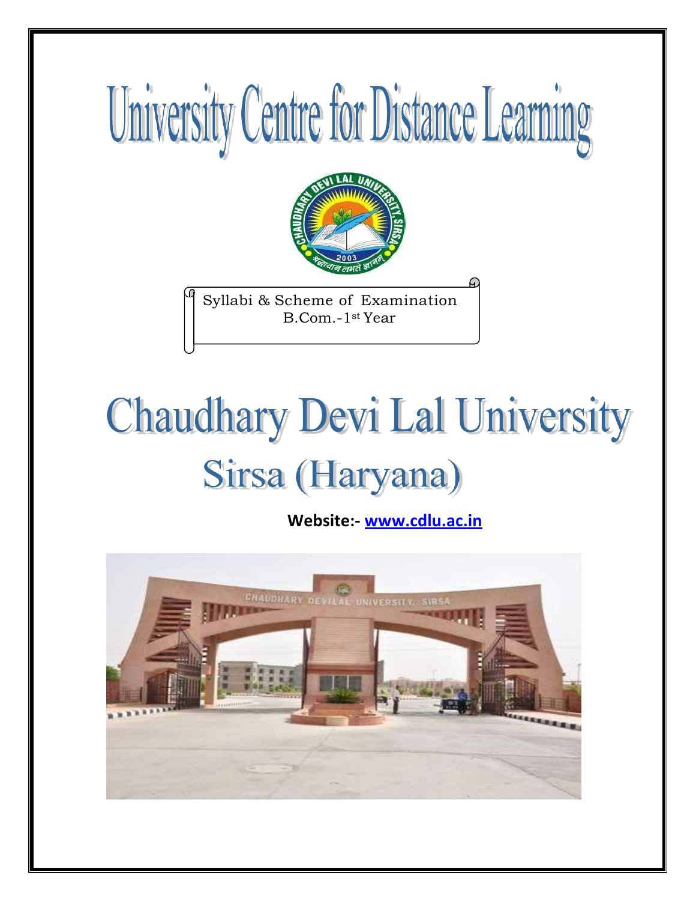# University Centre for Distance Learning

Syllabi & Scheme of Examination
B.Com.-1st Year

# Chaudhary Devi Lal University

## Sirsa (Haryana)

**Website:- www.cdlu.ac.in**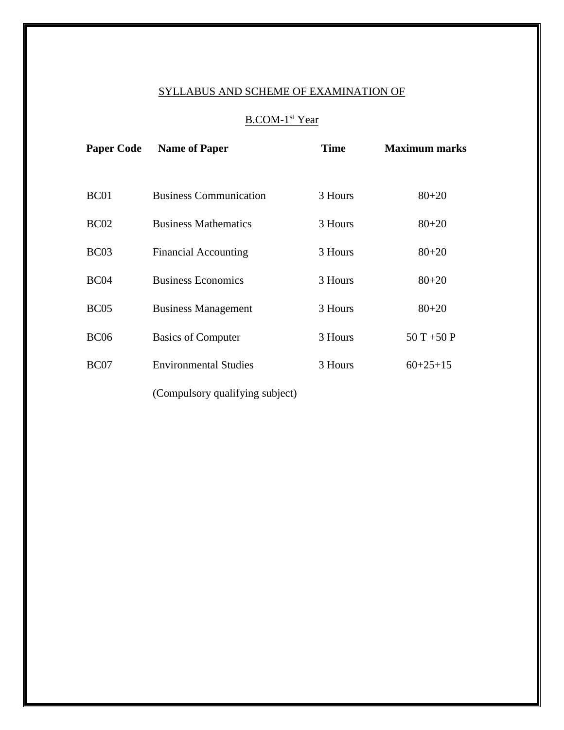## SYLLABUS AND SCHEME OF EXAMINATION OF

## B.COM-1st Year

| Paper Code | Name of Paper | Time | Maximum marks |
|---|---|---|---|
| BC01 | Business Communication | 3 Hours | 80+20 |
| BC02 | Business Mathematics | 3 Hours | 80+20 |
| BC03 | Financial Accounting | 3 Hours | 80+20 |
| BC04 | Business Economics | 3 Hours | 80+20 |
| BC05 | Business Management | 3 Hours | 80+20 |
| BC06 | Basics of Computer | 3 Hours | 50 T +50 P |
| BC07 | Environmental Studies (Compulsory qualifying subject) | 3 Hours | 60+25+15 |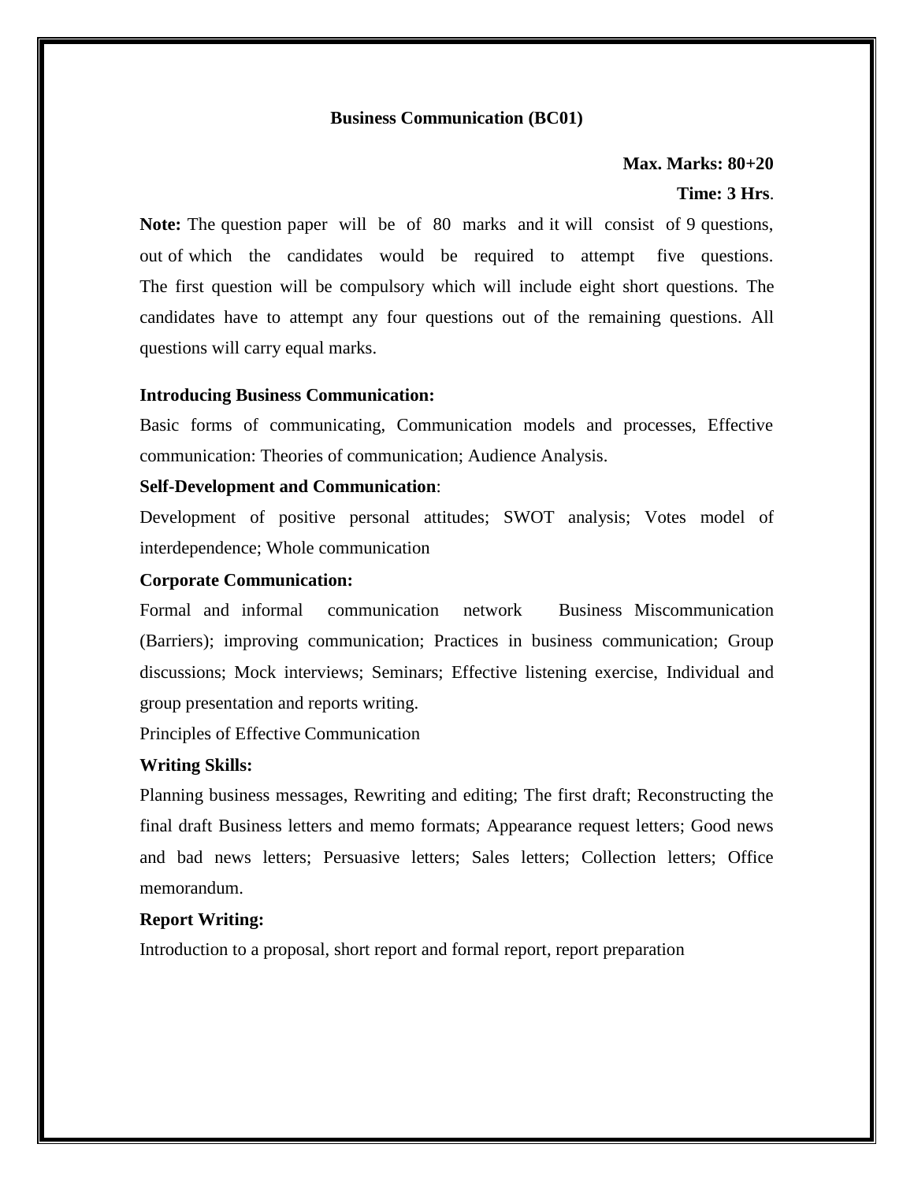**Business Communication (BC01)**

**Max. Marks: 80+20**

**Time: 3 Hrs**.

**Note:** The question paper will be of 80 marks and it will consist of 9 questions, out of which the candidates would be required to attempt five questions. The first question will be compulsory which will include eight short questions. The candidates have to attempt any four questions out of the remaining questions. All questions will carry equal marks.

**Introducing Business Communication:**

Basic forms of communicating, Communication models and processes, Effective communication: Theories of communication; Audience Analysis.

**Self-Development and Communication**:

Development of positive personal attitudes; SWOT analysis; Votes model of interdependence; Whole communication

**Corporate Communication:**

Formal and informal communication network Business Miscommunication (Barriers); improving communication; Practices in business communication; Group discussions; Mock interviews; Seminars; Effective listening exercise, Individual and group presentation and reports writing.

Principles of Effective Communication

**Writing Skills:**

Planning business messages, Rewriting and editing; The first draft; Reconstructing the final draft Business letters and memo formats; Appearance request letters; Good news and bad news letters; Persuasive letters; Sales letters; Collection letters; Office memorandum.

**Report Writing:**

Introduction to a proposal, short report and formal report, report preparation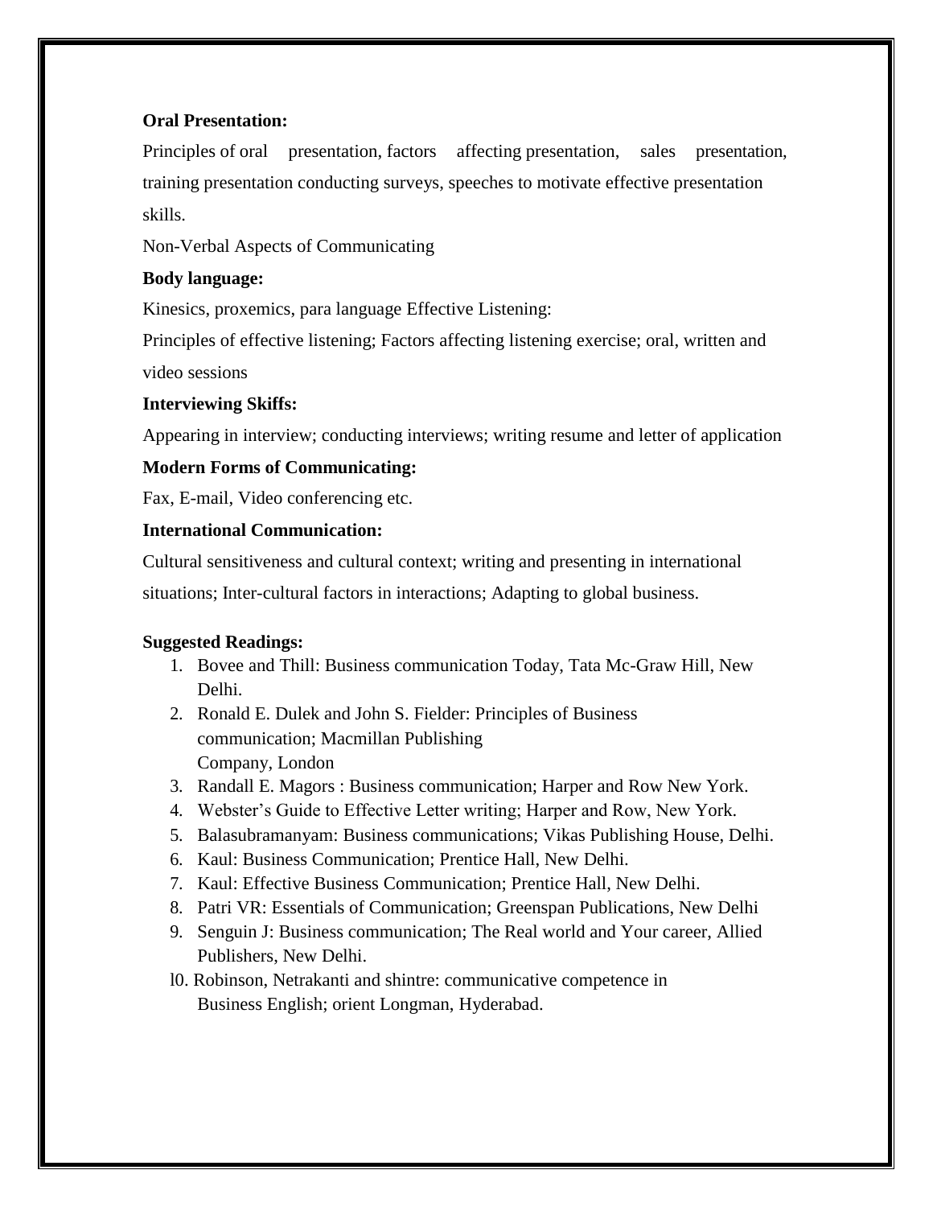**Oral Presentation:**

Principles of oral presentation, factors affecting presentation, sales presentation, training presentation conducting surveys, speeches to motivate effective presentation skills.

Non-Verbal Aspects of Communicating

**Body language:**

Kinesics, proxemics, para language Effective Listening:

Principles of effective listening; Factors affecting listening exercise; oral, written and video sessions

**Interviewing Skiffs:**

Appearing in interview; conducting interviews; writing resume and letter of application

**Modern Forms of Communicating:**

Fax, E-mail, Video conferencing etc.

**International Communication:**

Cultural sensitiveness and cultural context; writing and presenting in international situations; Inter-cultural factors in interactions; Adapting to global business.

**Suggested Readings:**

1. Bovee and Thill: Business communication Today, Tata Mc-Graw Hill, New Delhi.
2. Ronald E. Dulek and John S. Fielder: Principles of Business communication; Macmillan Publishing Company, London
3. Randall E. Magors : Business communication; Harper and Row New York.
4. Webster's Guide to Effective Letter writing; Harper and Row, New York.
5. Balasubramanyam: Business communications; Vikas Publishing House, Delhi.
6. Kaul: Business Communication; Prentice Hall, New Delhi.
7. Kaul: Effective Business Communication; Prentice Hall, New Delhi.
8. Patri VR: Essentials of Communication; Greenspan Publications, New Delhi
9. Senguin J: Business communication; The Real world and Your career, Allied Publishers, New Delhi.
10. Robinson, Netrakanti and shintre: communicative competence in Business English; orient Longman, Hyderabad.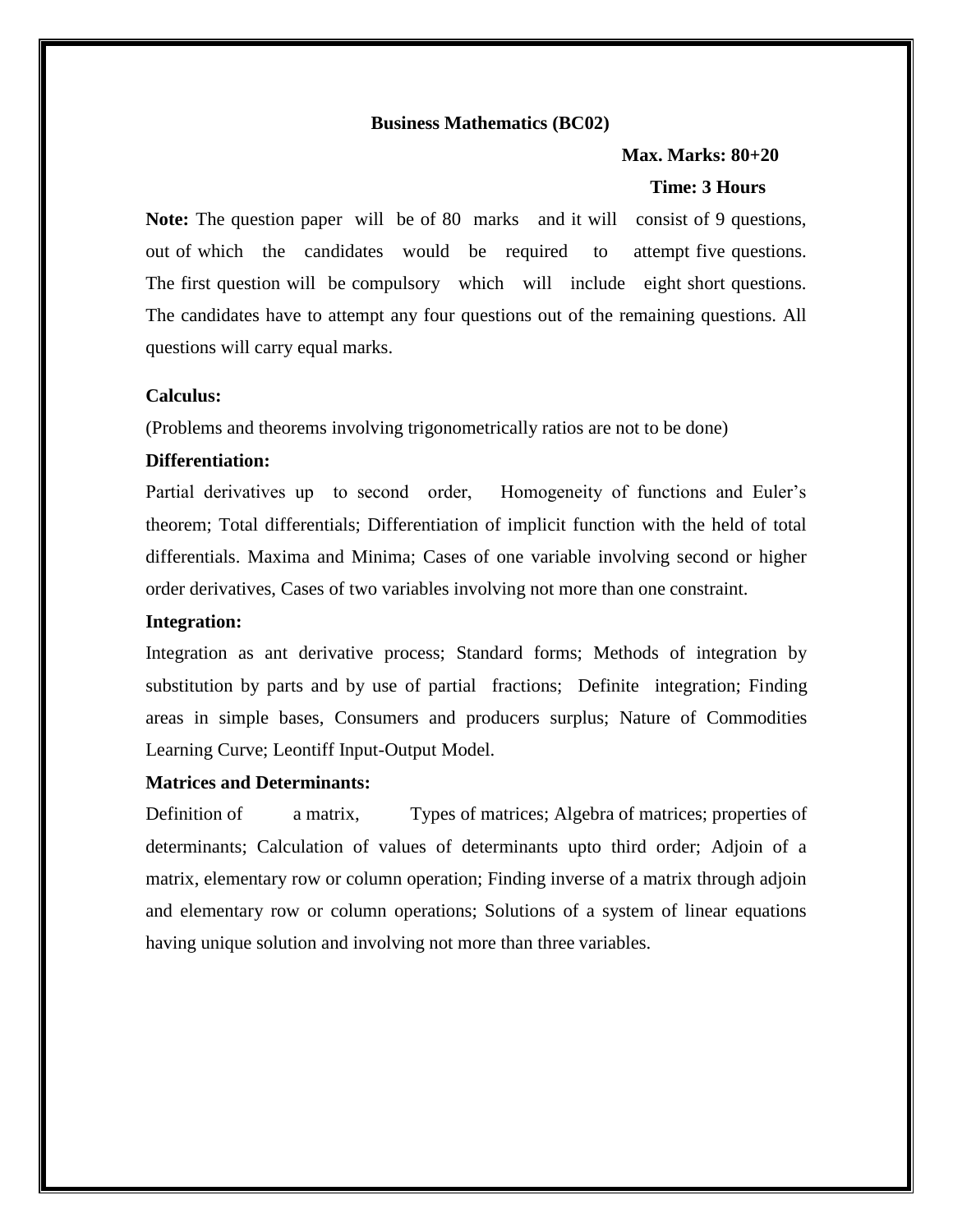**Business Mathematics (BC02)**

**Max. Marks: 80+20**

**Time: 3 Hours**

**Note:** The question paper will be of 80 marks and it will consist of 9 questions, out of which the candidates would be required to attempt five questions. The first question will be compulsory which will include eight short questions. The candidates have to attempt any four questions out of the remaining questions. All questions will carry equal marks.

**Calculus:**

(Problems and theorems involving trigonometrically ratios are not to be done)

**Differentiation:**

Partial derivatives up to second order, Homogeneity of functions and Euler's theorem; Total differentials; Differentiation of implicit function with the held of total differentials. Maxima and Minima; Cases of one variable involving second or higher order derivatives, Cases of two variables involving not more than one constraint.

**Integration:**

Integration as ant derivative process; Standard forms; Methods of integration by substitution by parts and by use of partial fractions; Definite integration; Finding areas in simple bases, Consumers and producers surplus; Nature of Commodities Learning Curve; Leontiff Input-Output Model.

**Matrices and Determinants:**

Definition of a matrix, Types of matrices; Algebra of matrices; properties of determinants; Calculation of values of determinants upto third order; Adjoin of a matrix, elementary row or column operation; Finding inverse of a matrix through adjoin and elementary row or column operations; Solutions of a system of linear equations having unique solution and involving not more than three variables.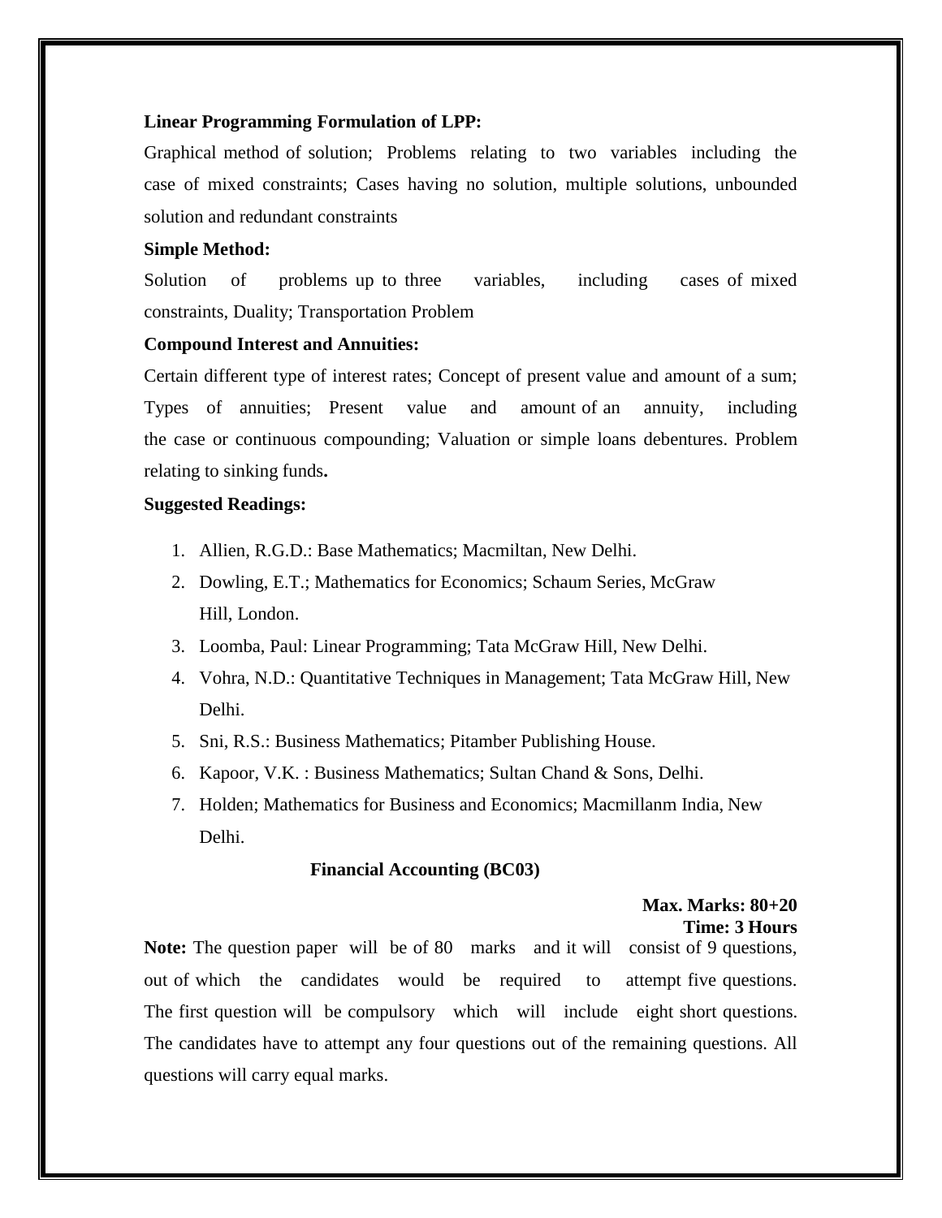**Linear Programming Formulation of LPP:**

Graphical method of solution; Problems relating to two variables including the case of mixed constraints; Cases having no solution, multiple solutions, unbounded solution and redundant constraints

**Simple Method:**

Solution of problems up to three variables, including cases of mixed constraints, Duality; Transportation Problem

**Compound Interest and Annuities:**

Certain different type of interest rates; Concept of present value and amount of a sum; Types of annuities; Present value and amount of an annuity, including the case or continuous compounding; Valuation or simple loans debentures. Problem relating to sinking funds**.**

**Suggested Readings:**

1. Allien, R.G.D.: Base Mathematics; Macmiltan, New Delhi.
2. Dowling, E.T.; Mathematics for Economics; Schaum Series, McGraw Hill, London.
3. Loomba, Paul: Linear Programming; Tata McGraw Hill, New Delhi.
4. Vohra, N.D.: Quantitative Techniques in Management; Tata McGraw Hill, New Delhi.
5. Sni, R.S.: Business Mathematics; Pitamber Publishing House.
6. Kapoor, V.K. : Business Mathematics; Sultan Chand & Sons, Delhi.
7. Holden; Mathematics for Business and Economics; Macmillanm India, New Delhi.

## Financial Accounting (BC03)

**Max. Marks: 80+20**
**Time: 3 Hours**

**Note:** The question paper will be of 80 marks and it will consist of 9 questions, out of which the candidates would be required to attempt five questions. The first question will be compulsory which will include eight short questions. The candidates have to attempt any four questions out of the remaining questions. All questions will carry equal marks.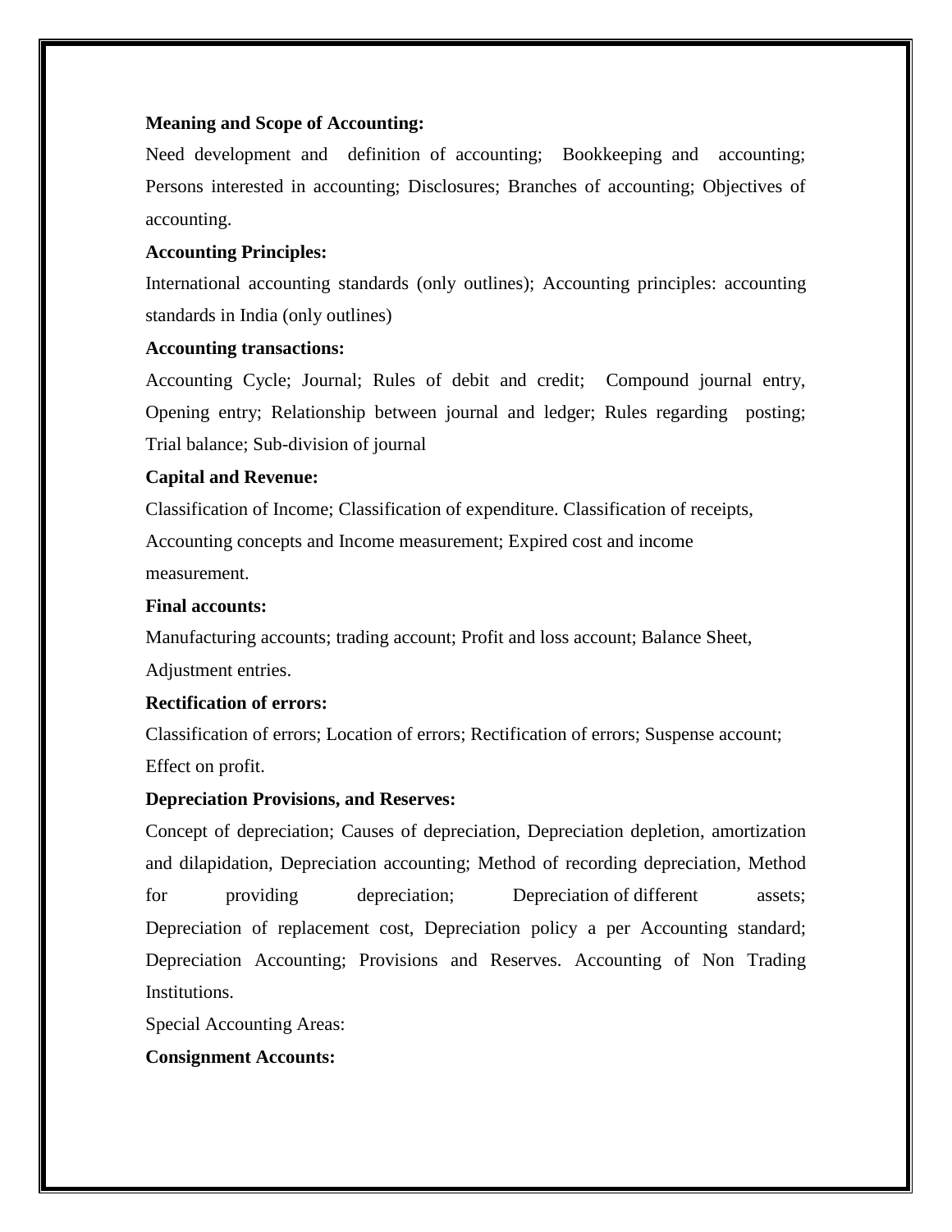**Meaning and Scope of Accounting:**

Need development and definition of accounting; Bookkeeping and accounting; Persons interested in accounting; Disclosures; Branches of accounting; Objectives of accounting.

**Accounting Principles:**

International accounting standards (only outlines); Accounting principles: accounting standards in India (only outlines)

**Accounting transactions:**

Accounting Cycle; Journal; Rules of debit and credit; Compound journal entry, Opening entry; Relationship between journal and ledger; Rules regarding posting; Trial balance; Sub-division of journal

**Capital and Revenue:**

Classification of Income; Classification of expenditure. Classification of receipts, Accounting concepts and Income measurement; Expired cost and income measurement.

**Final accounts:**

Manufacturing accounts; trading account; Profit and loss account; Balance Sheet, Adjustment entries.

**Rectification of errors:**

Classification of errors; Location of errors; Rectification of errors; Suspense account; Effect on profit.

**Depreciation Provisions, and Reserves:**

Concept of depreciation; Causes of depreciation, Depreciation depletion, amortization and dilapidation, Depreciation accounting; Method of recording depreciation, Method for providing depreciation; Depreciation of different assets; Depreciation of replacement cost, Depreciation policy a per Accounting standard; Depreciation Accounting; Provisions and Reserves. Accounting of Non Trading Institutions.

Special Accounting Areas:

**Consignment Accounts:**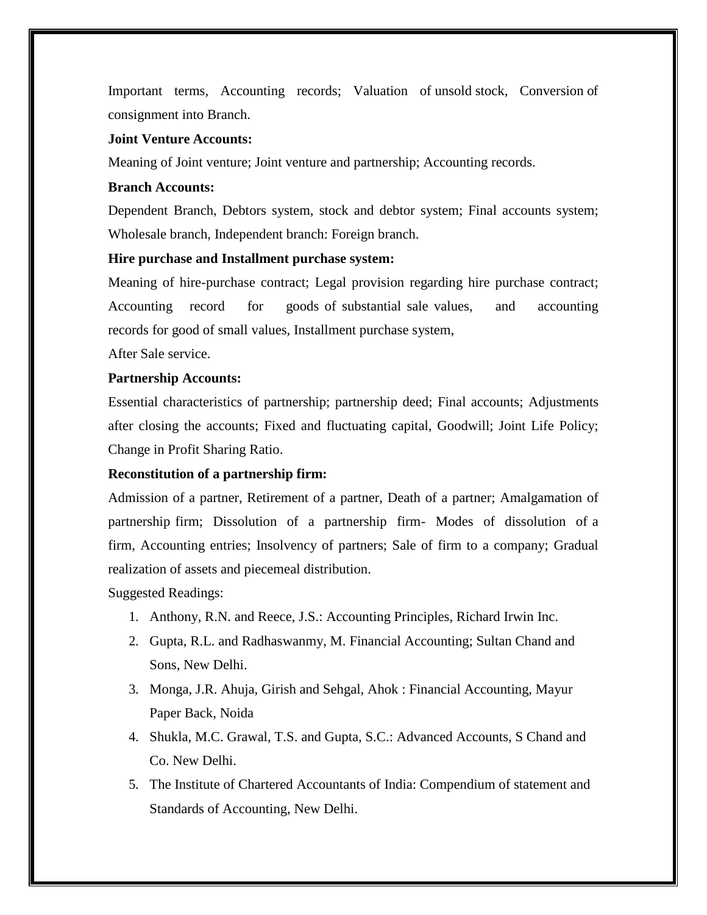Important terms, Accounting records; Valuation of unsold stock, Conversion of consignment into Branch.

**Joint Venture Accounts:**

Meaning of Joint venture; Joint venture and partnership; Accounting records.

**Branch Accounts:**

Dependent Branch, Debtors system, stock and debtor system; Final accounts system; Wholesale branch, Independent branch: Foreign branch.

**Hire purchase and Installment purchase system:**

Meaning of hire-purchase contract; Legal provision regarding hire purchase contract; Accounting record for goods of substantial sale values, and accounting records for good of small values, Installment purchase system,

After Sale service.

**Partnership Accounts:**

Essential characteristics of partnership; partnership deed; Final accounts; Adjustments after closing the accounts; Fixed and fluctuating capital, Goodwill; Joint Life Policy; Change in Profit Sharing Ratio.

**Reconstitution of a partnership firm:**

Admission of a partner, Retirement of a partner, Death of a partner; Amalgamation of partnership firm; Dissolution of a partnership firm- Modes of dissolution of a firm, Accounting entries; Insolvency of partners; Sale of firm to a company; Gradual realization of assets and piecemeal distribution.

Suggested Readings:

1. Anthony, R.N. and Reece, J.S.: Accounting Principles, Richard Irwin Inc.
2. Gupta, R.L. and Radhaswanmy, M. Financial Accounting; Sultan Chand and Sons, New Delhi.
3. Monga, J.R. Ahuja, Girish and Sehgal, Ahok : Financial Accounting, Mayur Paper Back, Noida
4. Shukla, M.C. Grawal, T.S. and Gupta, S.C.: Advanced Accounts, S Chand and Co. New Delhi.
5. The Institute of Chartered Accountants of India: Compendium of statement and Standards of Accounting, New Delhi.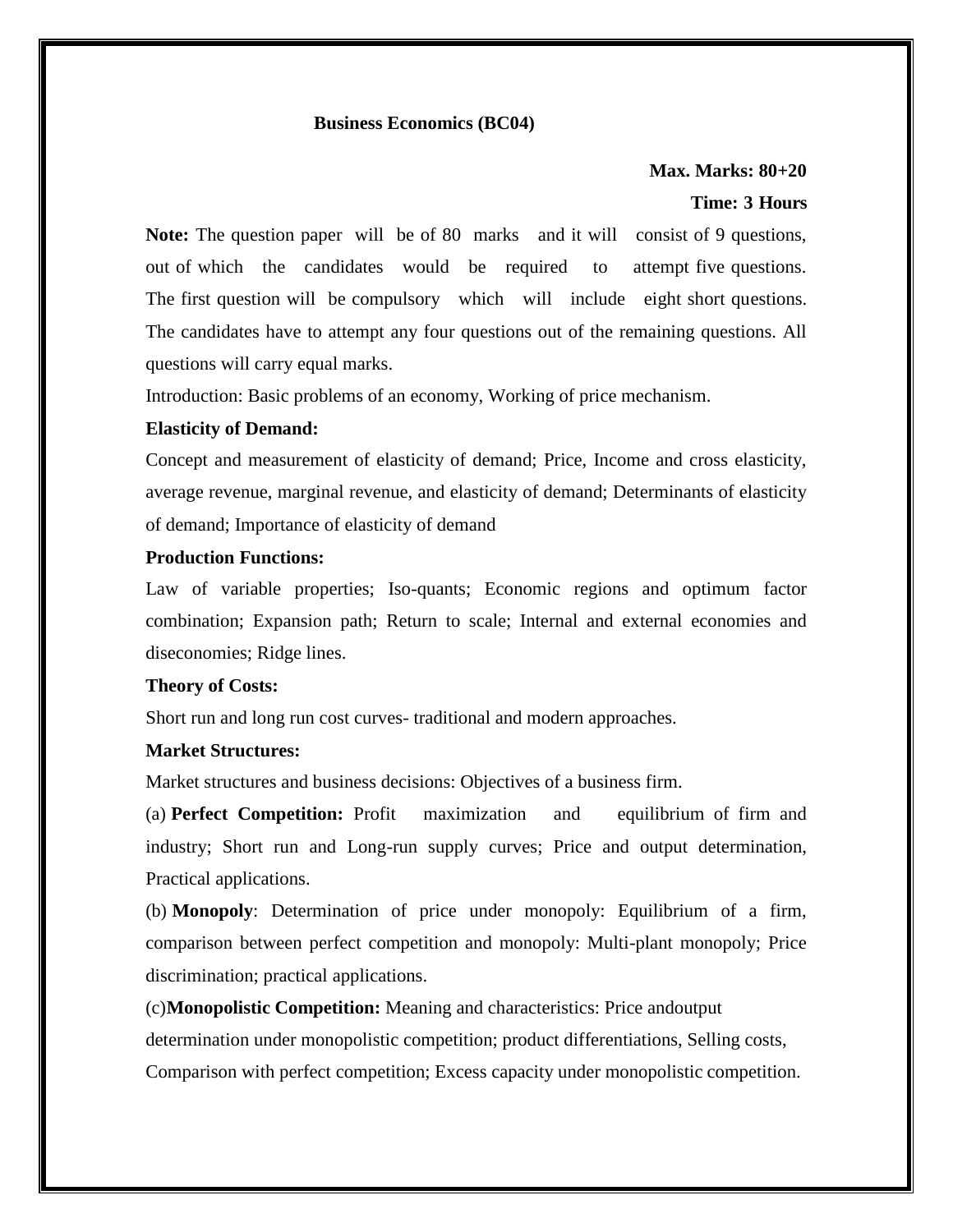## Business Economics (BC04)

**Max. Marks: 80+20**

**Time: 3 Hours**

**Note:** The question paper will be of 80 marks and it will consist of 9 questions, out of which the candidates would be required to attempt five questions. The first question will be compulsory which will include eight short questions. The candidates have to attempt any four questions out of the remaining questions. All questions will carry equal marks.

Introduction: Basic problems of an economy, Working of price mechanism.

**Elasticity of Demand:**

Concept and measurement of elasticity of demand; Price, Income and cross elasticity, average revenue, marginal revenue, and elasticity of demand; Determinants of elasticity of demand; Importance of elasticity of demand

**Production Functions:**

Law of variable properties; Iso-quants; Economic regions and optimum factor combination; Expansion path; Return to scale; Internal and external economies and diseconomies; Ridge lines.

**Theory of Costs:**

Short run and long run cost curves- traditional and modern approaches.

**Market Structures:**

Market structures and business decisions: Objectives of a business firm.

(a) **Perfect Competition:** Profit maximization and equilibrium of firm and industry; Short run and Long-run supply curves; Price and output determination, Practical applications.

(b) **Monopoly**: Determination of price under monopoly: Equilibrium of a firm, comparison between perfect competition and monopoly: Multi-plant monopoly; Price discrimination; practical applications.

(c)**Monopolistic Competition:** Meaning and characteristics: Price andoutput determination under monopolistic competition; product differentiations, Selling costs, Comparison with perfect competition; Excess capacity under monopolistic competition.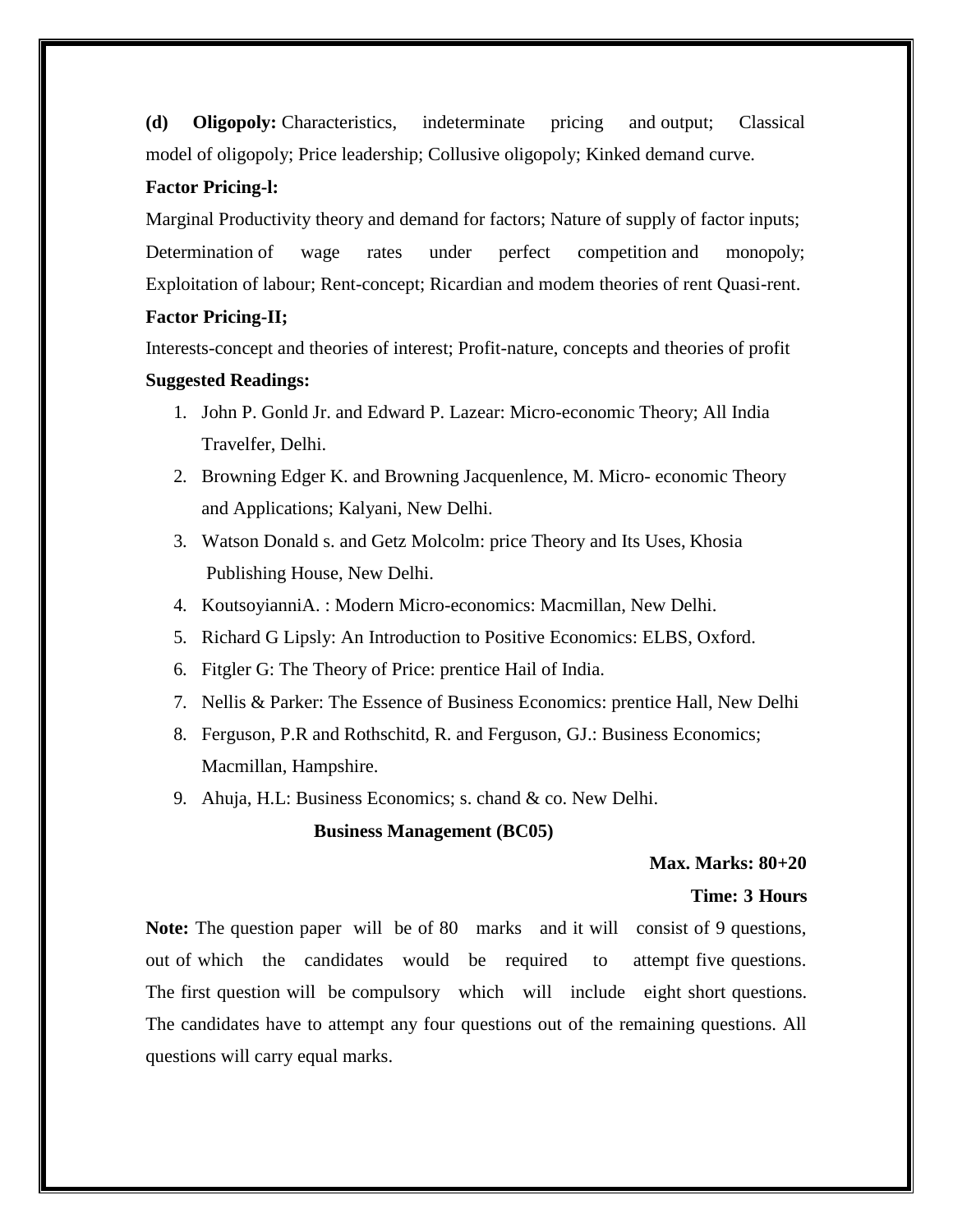**(d) Oligopoly:** Characteristics, indeterminate pricing and output; Classical model of oligopoly; Price leadership; Collusive oligopoly; Kinked demand curve.

**Factor Pricing-l:**

Marginal Productivity theory and demand for factors; Nature of supply of factor inputs; Determination of wage rates under perfect competition and monopoly; Exploitation of labour; Rent-concept; Ricardian and modem theories of rent Quasi-rent.

**Factor Pricing-II;**

Interests-concept and theories of interest; Profit-nature, concepts and theories of profit

**Suggested Readings:**

1. John P. Gonld Jr. and Edward P. Lazear: Micro-economic Theory; All India Travelfer, Delhi.
2. Browning Edger K. and Browning Jacquenlence, M. Micro- economic Theory and Applications; Kalyani, New Delhi.
3. Watson Donald s. and Getz Molcolm: price Theory and Its Uses, Khosia Publishing House, New Delhi.
4. KoutsoyianniA. : Modern Micro-economics: Macmillan, New Delhi.
5. Richard G Lipsly: An Introduction to Positive Economics: ELBS, Oxford.
6. Fitgler G: The Theory of Price: prentice Hail of India.
7. Nellis & Parker: The Essence of Business Economics: prentice Hall, New Delhi
8. Ferguson, P.R and Rothschitd, R. and Ferguson, GJ.: Business Economics; Macmillan, Hampshire.
9. Ahuja, H.L: Business Economics; s. chand & co. New Delhi.

## Business Management (BC05)

**Max. Marks: 80+20**

**Time: 3 Hours**

**Note:** The question paper will be of 80 marks and it will consist of 9 questions, out of which the candidates would be required to attempt five questions. The first question will be compulsory which will include eight short questions. The candidates have to attempt any four questions out of the remaining questions. All questions will carry equal marks.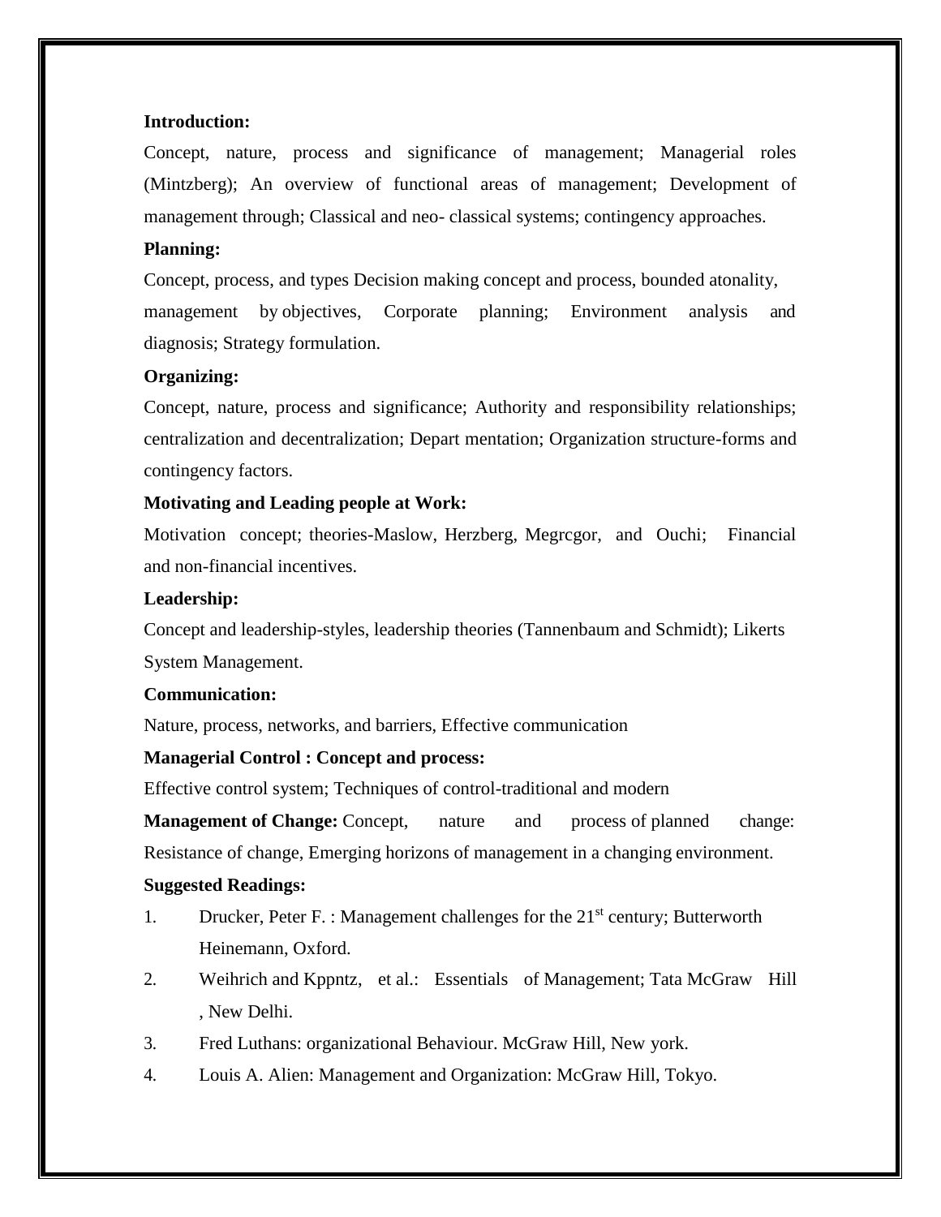**Introduction:**

Concept, nature, process and significance of management; Managerial roles (Mintzberg); An overview of functional areas of management; Development of management through; Classical and neo- classical systems; contingency approaches.

**Planning:**

Concept, process, and types Decision making concept and process, bounded atonality, management by objectives, Corporate planning; Environment analysis and diagnosis; Strategy formulation.

**Organizing:**

Concept, nature, process and significance; Authority and responsibility relationships; centralization and decentralization; Depart mentation; Organization structure-forms and contingency factors.

**Motivating and Leading people at Work:**

Motivation concept; theories-Maslow, Herzberg, Megrcgor, and Ouchi; Financial and non-financial incentives.

**Leadership:**

Concept and leadership-styles, leadership theories (Tannenbaum and Schmidt); Likerts System Management.

**Communication:**

Nature, process, networks, and barriers, Effective communication

**Managerial Control : Concept and process:**

Effective control system; Techniques of control-traditional and modern

**Management of Change:** Concept, nature and process of planned change: Resistance of change, Emerging horizons of management in a changing environment.

**Suggested Readings:**

1. Drucker, Peter F. : Management challenges for the 21st century; Butterworth Heinemann, Oxford.
2. Weihrich and Kppntz, et al.: Essentials of Management; Tata McGraw Hill , New Delhi.
3. Fred Luthans: organizational Behaviour. McGraw Hill, New york.
4. Louis A. Alien: Management and Organization: McGraw Hill, Tokyo.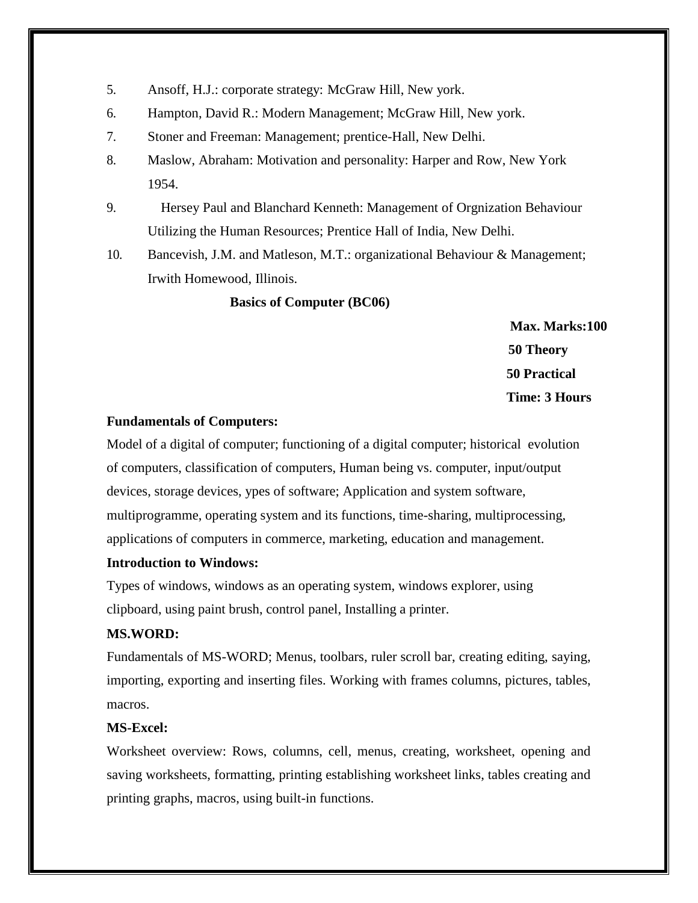5. Ansoff, H.J.: corporate strategy: McGraw Hill, New york.
6. Hampton, David R.: Modern Management; McGraw Hill, New york.
7. Stoner and Freeman: Management; prentice-Hall, New Delhi.
8. Maslow, Abraham: Motivation and personality: Harper and Row, New York 1954.
9. Hersey Paul and Blanchard Kenneth: Management of Orgnization Behaviour Utilizing the Human Resources; Prentice Hall of India, New Delhi.
10. Bancevish, J.M. and Matleson, M.T.: organizational Behaviour & Management; Irwith Homewood, Illinois.

## Basics of Computer (BC06)

**Max. Marks:100**
**50 Theory**
**50 Practical**
**Time: 3 Hours**

**Fundamentals of Computers:**

Model of a digital of computer; functioning of a digital computer; historical evolution of computers, classification of computers, Human being vs. computer, input/output devices, storage devices, ypes of software; Application and system software, multiprogramme, operating system and its functions, time-sharing, multiprocessing, applications of computers in commerce, marketing, education and management.

**Introduction to Windows:**

Types of windows, windows as an operating system, windows explorer, using clipboard, using paint brush, control panel, Installing a printer.

**MS.WORD:**

Fundamentals of MS-WORD; Menus, toolbars, ruler scroll bar, creating editing, saying, importing, exporting and inserting files. Working with frames columns, pictures, tables, macros.

**MS-Excel:**

Worksheet overview: Rows, columns, cell, menus, creating, worksheet, opening and saving worksheets, formatting, printing establishing worksheet links, tables creating and printing graphs, macros, using built-in functions.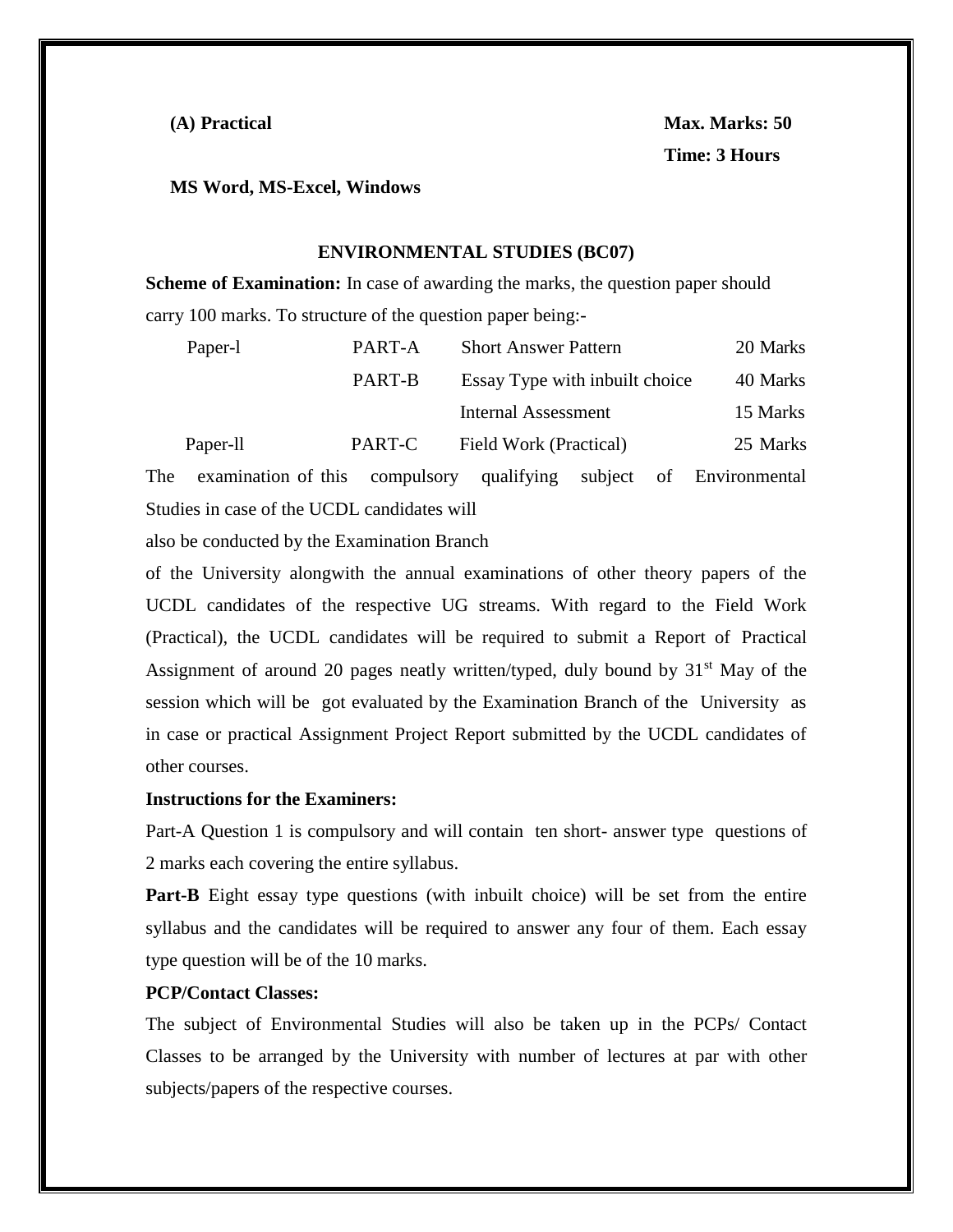**(A) Practical** **Max. Marks: 50**

**Time: 3 Hours**

**MS Word, MS-Excel, Windows**

## ENVIRONMENTAL STUDIES (BC07)

**Scheme of Examination:** In case of awarding the marks, the question paper should carry 100 marks. To structure of the question paper being:-

| | | | |
|---|---|---|---|
| Paper-l | PART-A | Short Answer Pattern | 20 Marks |
| | PART-B | Essay Type with inbuilt choice | 40 Marks |
| | | Internal Assessment | 15 Marks |
| Paper-ll | PART-C | Field Work (Practical) | 25 Marks |

The examination of this compulsory qualifying subject of Environmental Studies in case of the UCDL candidates will also be conducted by the Examination Branch of the University alongwith the annual examinations of other theory papers of the UCDL candidates of the respective UG streams. With regard to the Field Work (Practical), the UCDL candidates will be required to submit a Report of Practical Assignment of around 20 pages neatly written/typed, duly bound by 31st May of the session which will be got evaluated by the Examination Branch of the University as in case or practical Assignment Project Report submitted by the UCDL candidates of other courses.

**Instructions for the Examiners:**

Part-A Question 1 is compulsory and will contain ten short- answer type questions of 2 marks each covering the entire syllabus.

**Part-B** Eight essay type questions (with inbuilt choice) will be set from the entire syllabus and the candidates will be required to answer any four of them. Each essay type question will be of the 10 marks.

**PCP/Contact Classes:**

The subject of Environmental Studies will also be taken up in the PCPs/ Contact Classes to be arranged by the University with number of lectures at par with other subjects/papers of the respective courses.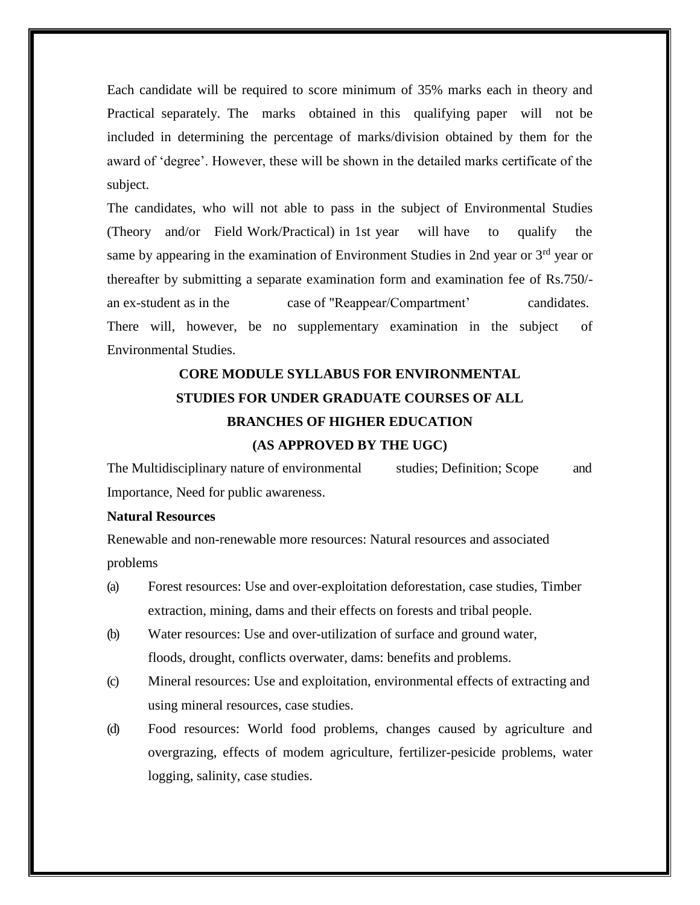Each candidate will be required to score minimum of 35% marks each in theory and Practical separately. The marks obtained in this qualifying paper will not be included in determining the percentage of marks/division obtained by them for the award of 'degree'. However, these will be shown in the detailed marks certificate of the subject.

The candidates, who will not able to pass in the subject of Environmental Studies (Theory and/or Field Work/Practical) in 1st year will have to qualify the same by appearing in the examination of Environment Studies in 2nd year or 3rd year or thereafter by submitting a separate examination form and examination fee of Rs.750/- an ex-student as in the case of "Reappear/Compartment' candidates. There will, however, be no supplementary examination in the subject of Environmental Studies.

## CORE MODULE SYLLABUS FOR ENVIRONMENTAL STUDIES FOR UNDER GRADUATE COURSES OF ALL BRANCHES OF HIGHER EDUCATION

## (AS APPROVED BY THE UGC)

The Multidisciplinary nature of environmental studies; Definition; Scope and Importance, Need for public awareness.

**Natural Resources**

Renewable and non-renewable more resources: Natural resources and associated problems

(a) Forest resources: Use and over-exploitation deforestation, case studies, Timber extraction, mining, dams and their effects on forests and tribal people.

(b) Water resources: Use and over-utilization of surface and ground water, floods, drought, conflicts overwater, dams: benefits and problems.

(c) Mineral resources: Use and exploitation, environmental effects of extracting and using mineral resources, case studies.

(d) Food resources: World food problems, changes caused by agriculture and overgrazing, effects of modem agriculture, fertilizer-pesicide problems, water logging, salinity, case studies.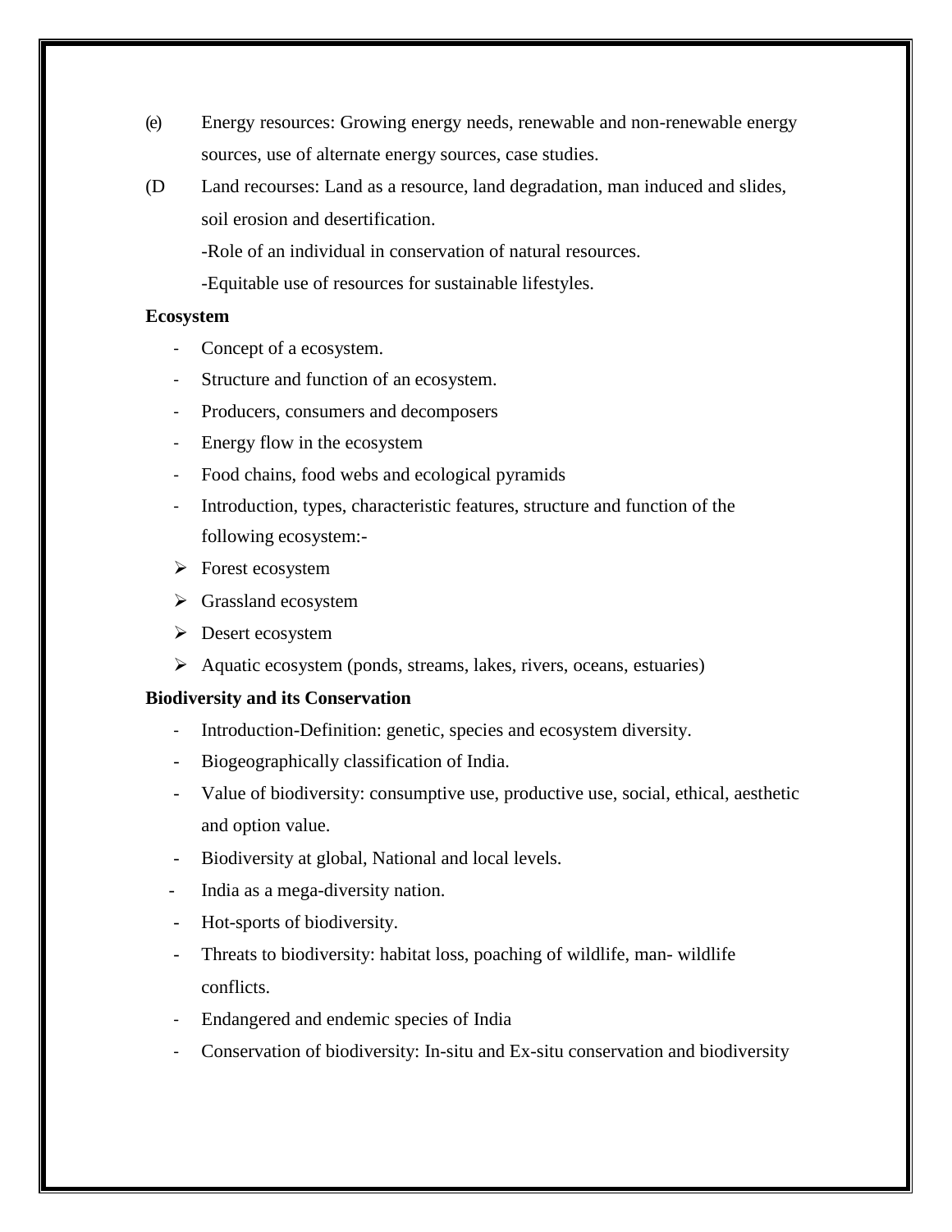(e) Energy resources: Growing energy needs, renewable and non-renewable energy sources, use of alternate energy sources, case studies.

(D Land recourses: Land as a resource, land degradation, man induced and slides, soil erosion and desertification.

-Role of an individual in conservation of natural resources.

-Equitable use of resources for sustainable lifestyles.

**Ecosystem**

- Concept of a ecosystem.
- Structure and function of an ecosystem.
- Producers, consumers and decomposers
- Energy flow in the ecosystem
- Food chains, food webs and ecological pyramids
- Introduction, types, characteristic features, structure and function of the following ecosystem:-
  - Forest ecosystem
  - Grassland ecosystem
  - Desert ecosystem
  - Aquatic ecosystem (ponds, streams, lakes, rivers, oceans, estuaries)

**Biodiversity and its Conservation**

- Introduction-Definition: genetic, species and ecosystem diversity.
- Biogeographically classification of India.
- Value of biodiversity: consumptive use, productive use, social, ethical, aesthetic and option value.
- Biodiversity at global, National and local levels.
- India as a mega-diversity nation.
- Hot-sports of biodiversity.
- Threats to biodiversity: habitat loss, poaching of wildlife, man- wildlife conflicts.
- Endangered and endemic species of India
- Conservation of biodiversity: In-situ and Ex-situ conservation and biodiversity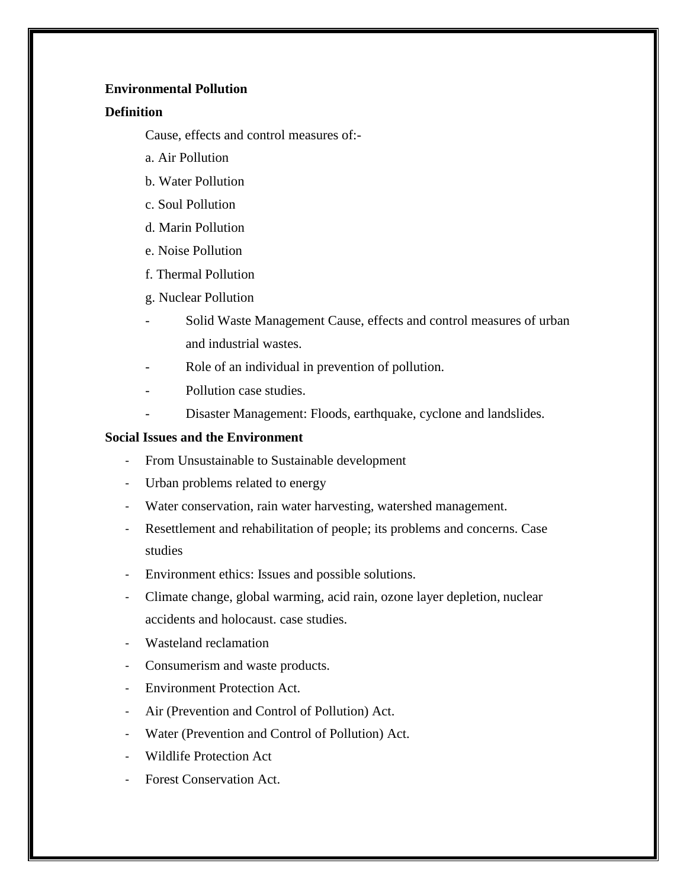**Environmental Pollution**

**Definition**

Cause, effects and control measures of:-

a. Air Pollution

b. Water Pollution

c. Soul Pollution

d. Marin Pollution

e. Noise Pollution

f. Thermal Pollution

g. Nuclear Pollution

- Solid Waste Management Cause, effects and control measures of urban and industrial wastes.
- Role of an individual in prevention of pollution.
- Pollution case studies.
- Disaster Management: Floods, earthquake, cyclone and landslides.

**Social Issues and the Environment**

- From Unsustainable to Sustainable development
- Urban problems related to energy
- Water conservation, rain water harvesting, watershed management.
- Resettlement and rehabilitation of people; its problems and concerns. Case studies
- Environment ethics: Issues and possible solutions.
- Climate change, global warming, acid rain, ozone layer depletion, nuclear accidents and holocaust. case studies.
- Wasteland reclamation
- Consumerism and waste products.
- Environment Protection Act.
- Air (Prevention and Control of Pollution) Act.
- Water (Prevention and Control of Pollution) Act.
- Wildlife Protection Act
- Forest Conservation Act.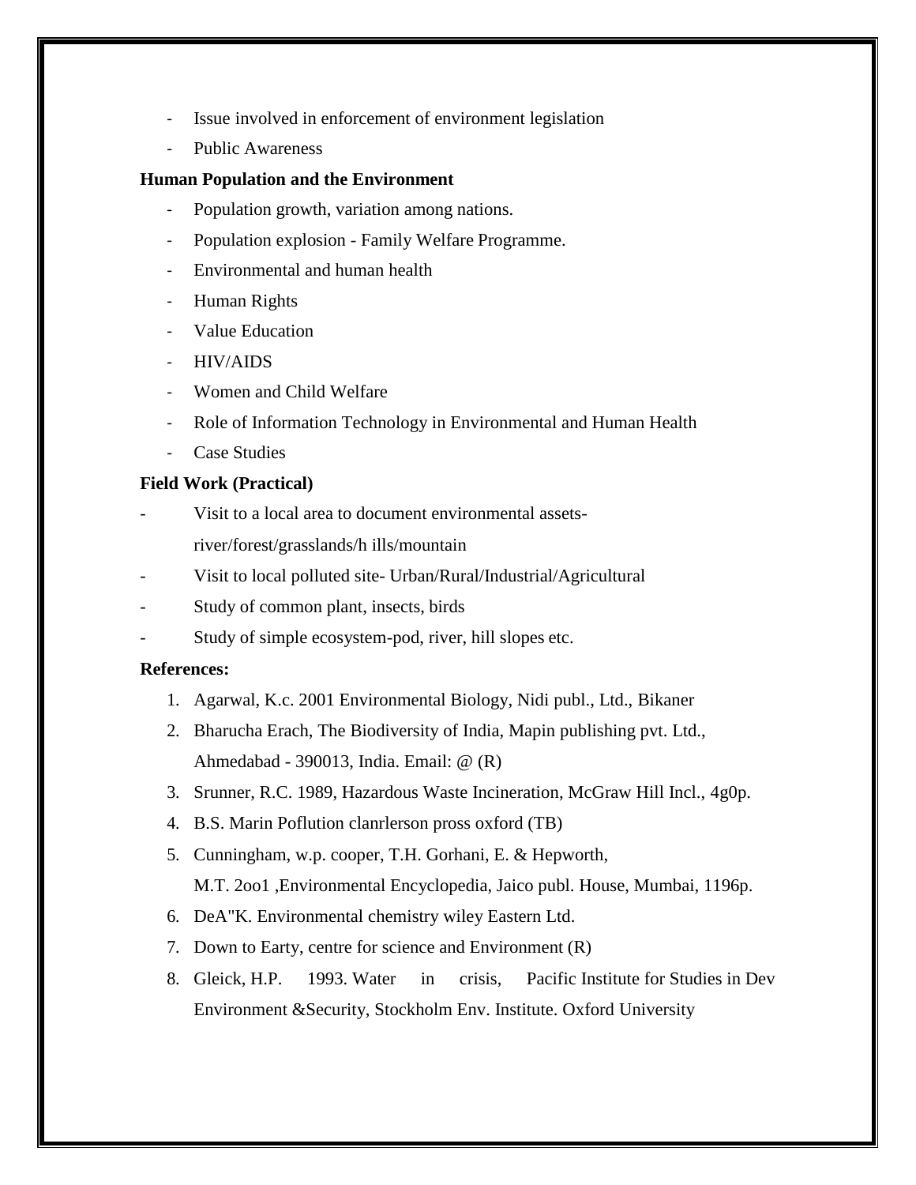- Issue involved in enforcement of environment legislation
- Public Awareness

**Human Population and the Environment**

- Population growth, variation among nations.
- Population explosion - Family Welfare Programme.
- Environmental and human health
- Human Rights
- Value Education
- HIV/AIDS
- Women and Child Welfare
- Role of Information Technology in Environmental and Human Health
- Case Studies

**Field Work (Practical)**

- Visit to a local area to document environmental assets- river/forest/grasslands/h ills/mountain
- Visit to local polluted site- Urban/Rural/Industrial/Agricultural
- Study of common plant, insects, birds
- Study of simple ecosystem-pod, river, hill slopes etc.

**References:**

1. Agarwal, K.c. 2001 Environmental Biology, Nidi publ., Ltd., Bikaner
2. Bharucha Erach, The Biodiversity of India, Mapin publishing pvt. Ltd., Ahmedabad - 390013, India. Email: @ (R)
3. Srunner, R.C. 1989, Hazardous Waste Incineration, McGraw Hill Incl., 4g0p.
4. B.S. Marin Poflution clanrlerson pross oxford (TB)
5. Cunningham, w.p. cooper, T.H. Gorhani, E. & Hepworth, M.T. 2oo1 ,Environmental Encyclopedia, Jaico publ. House, Mumbai, 1196p.
6. DeA"K. Environmental chemistry wiley Eastern Ltd.
7. Down to Earty, centre for science and Environment (R)
8. Gleick, H.P. 1993. Water in crisis, Pacific Institute for Studies in Dev Environment &Security, Stockholm Env. Institute. Oxford University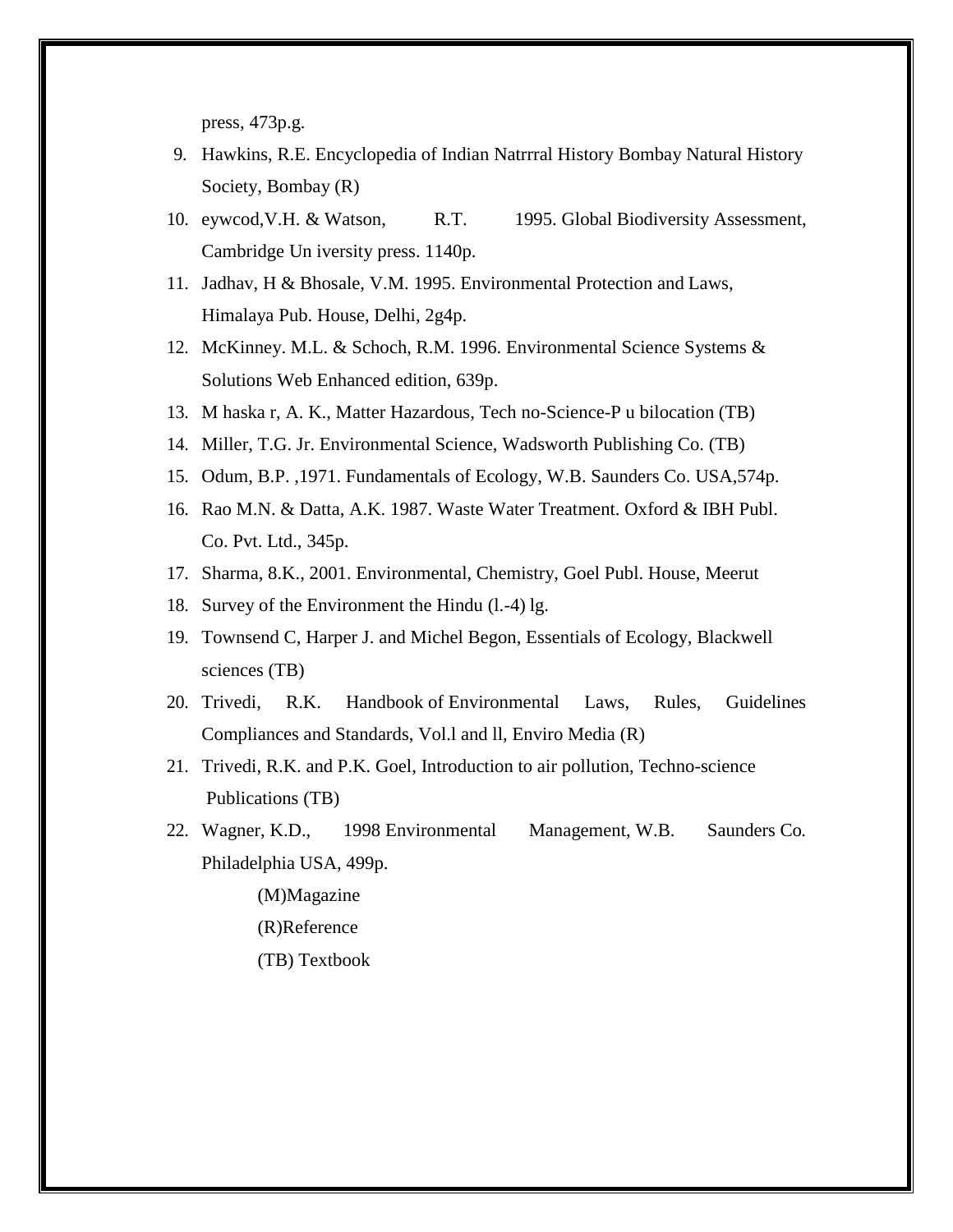press, 473p.g.

9. Hawkins, R.E. Encyclopedia of Indian Natrrral History Bombay Natural History Society, Bombay (R)
10. eywcod,V.H. & Watson, R.T. 1995. Global Biodiversity Assessment, Cambridge Un iversity press. 1140p.
11. Jadhav, H & Bhosale, V.M. 1995. Environmental Protection and Laws, Himalaya Pub. House, Delhi, 2g4p.
12. McKinney. M.L. & Schoch, R.M. 1996. Environmental Science Systems & Solutions Web Enhanced edition, 639p.
13. M haska r, A. K., Matter Hazardous, Tech no-Science-P u bilocation (TB)
14. Miller, T.G. Jr. Environmental Science, Wadsworth Publishing Co. (TB)
15. Odum, B.P. ,1971. Fundamentals of Ecology, W.B. Saunders Co. USA,574p.
16. Rao M.N. & Datta, A.K. 1987. Waste Water Treatment. Oxford & IBH Publ. Co. Pvt. Ltd., 345p.
17. Sharma, 8.K., 2001. Environmental, Chemistry, Goel Publ. House, Meerut
18. Survey of the Environment the Hindu (l.-4) lg.
19. Townsend C, Harper J. and Michel Begon, Essentials of Ecology, Blackwell sciences (TB)
20. Trivedi, R.K. Handbook of Environmental Laws, Rules, Guidelines Compliances and Standards, Vol.l and ll, Enviro Media (R)
21. Trivedi, R.K. and P.K. Goel, Introduction to air pollution, Techno-science Publications (TB)
22. Wagner, K.D., 1998 Environmental Management, W.B. Saunders Co. Philadelphia USA, 499p.

(M)Magazine

(R)Reference

(TB) Textbook